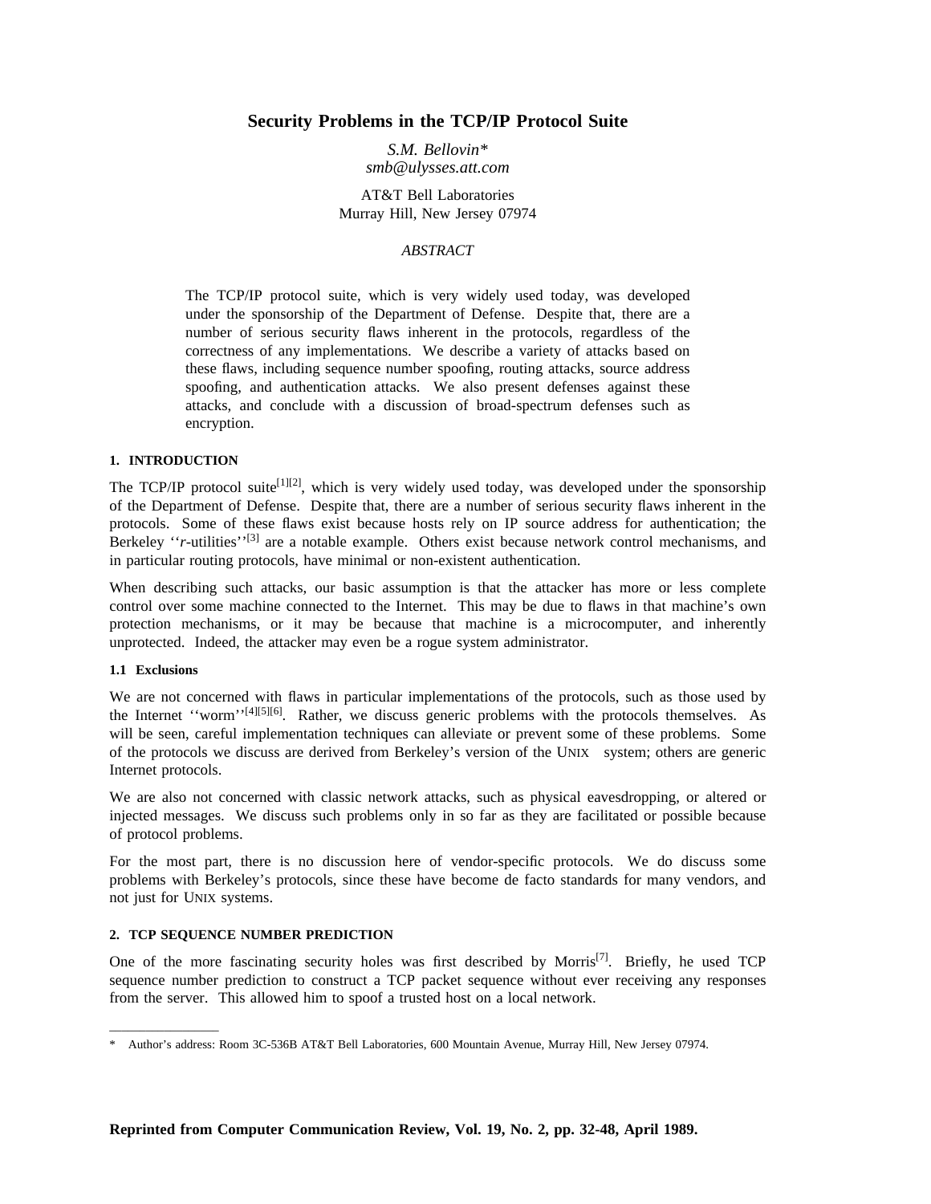# Security Problems in the TCP/IP Protocol Suite

*S.M. Bellovin\**
*smb@ulysses.att.com*

AT&T Bell Laboratories
Murray Hill, New Jersey 07974

*ABSTRACT*

The TCP/IP protocol suite, which is very widely used today, was developed under the sponsorship of the Department of Defense. Despite that, there are a number of serious security flaws inherent in the protocols, regardless of the correctness of any implementations. We describe a variety of attacks based on these flaws, including sequence number spoofing, routing attacks, source address spoofing, and authentication attacks. We also present defenses against these attacks, and conclude with a discussion of broad-spectrum defenses such as encryption.

## 1. INTRODUCTION

The TCP/IP protocol suite[1][2], which is very widely used today, was developed under the sponsorship of the Department of Defense. Despite that, there are a number of serious security flaws inherent in the protocols. Some of these flaws exist because hosts rely on IP source address for authentication; the Berkeley ''*r*-utilities''[3] are a notable example. Others exist because network control mechanisms, and in particular routing protocols, have minimal or non-existent authentication.

When describing such attacks, our basic assumption is that the attacker has more or less complete control over some machine connected to the Internet. This may be due to flaws in that machine's own protection mechanisms, or it may be because that machine is a microcomputer, and inherently unprotected. Indeed, the attacker may even be a rogue system administrator.

### 1.1 Exclusions

We are not concerned with flaws in particular implementations of the protocols, such as those used by the Internet ''worm''[4][5][6]. Rather, we discuss generic problems with the protocols themselves. As will be seen, careful implementation techniques can alleviate or prevent some of these problems. Some of the protocols we discuss are derived from Berkeley's version of the UNIX system; others are generic Internet protocols.

We are also not concerned with classic network attacks, such as physical eavesdropping, or altered or injected messages. We discuss such problems only in so far as they are facilitated or possible because of protocol problems.

For the most part, there is no discussion here of vendor-specific protocols. We do discuss some problems with Berkeley's protocols, since these have become de facto standards for many vendors, and not just for UNIX systems.

## 2. TCP SEQUENCE NUMBER PREDICTION

One of the more fascinating security holes was first described by Morris[7]. Briefly, he used TCP sequence number prediction to construct a TCP packet sequence without ever receiving any responses from the server. This allowed him to spoof a trusted host on a local network.

---

\* Author's address: Room 3C-536B AT&T Bell Laboratories, 600 Mountain Avenue, Murray Hill, New Jersey 07974.

**Reprinted from Computer Communication Review, Vol. 19, No. 2, pp. 32-48, April 1989.**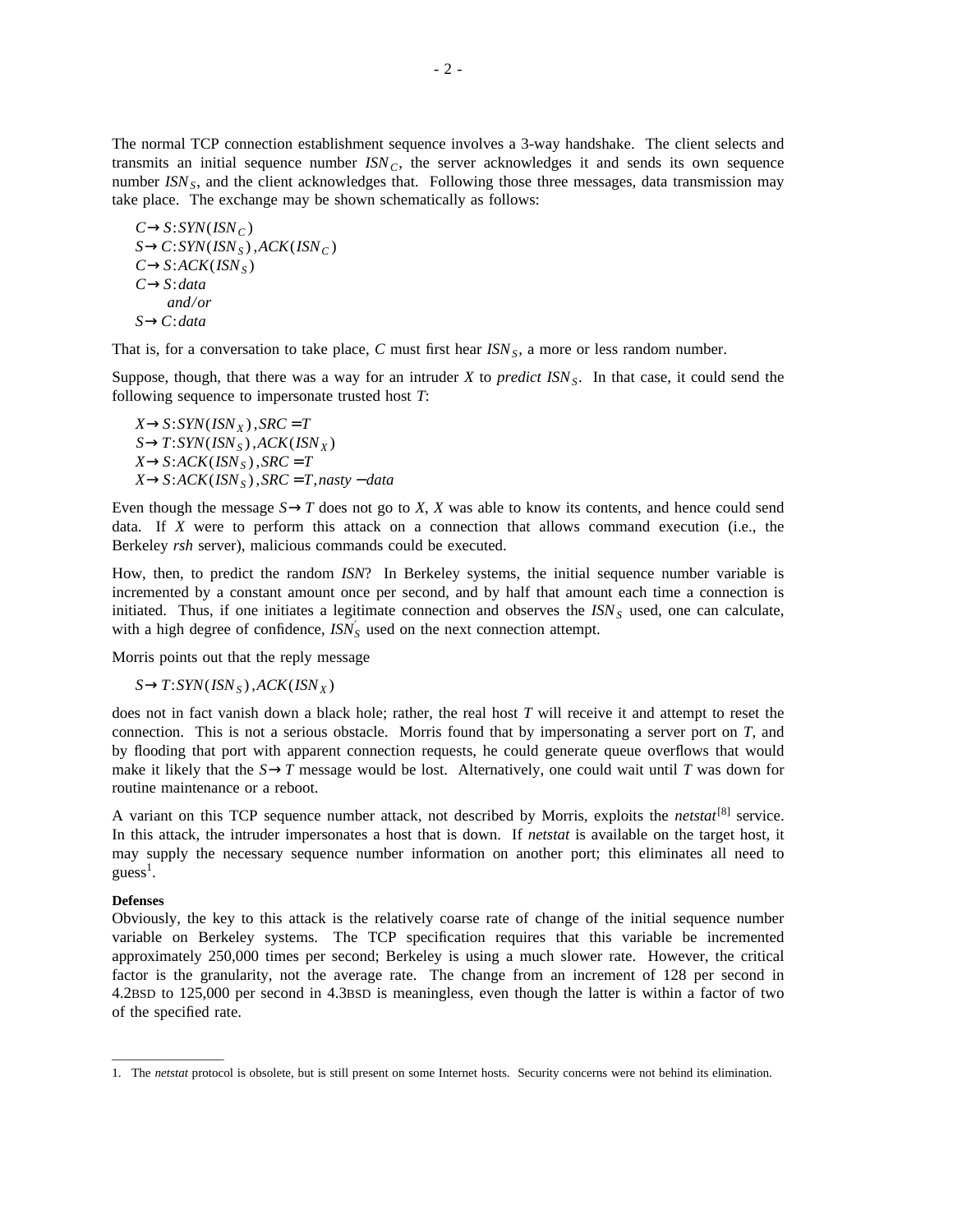The normal TCP connection establishment sequence involves a 3-way handshake. The client selects and transmits an initial sequence number $ISN_C$, the server acknowledges it and sends its own sequence number $ISN_S$, and the client acknowledges that. Following those three messages, data transmission may take place. The exchange may be shown schematically as follows:

$$
\begin{aligned}
&C \rightarrow S{:}SYN(ISN_C) \\
&S \rightarrow C{:}SYN(ISN_S)\,,ACK(ISN_C) \\
&C \rightarrow S{:}ACK(ISN_S) \\
&C \rightarrow S{:}data \\
&\quad and/or \\
&S \rightarrow C{:}data
\end{aligned}
$$

That is, for a conversation to take place, $C$ must first hear $ISN_S$, a more or less random number.

Suppose, though, that there was a way for an intruder $X$ to *predict* $ISN_S$. In that case, it could send the following sequence to impersonate trusted host $T$:

$$
\begin{aligned}
&X \rightarrow S{:}SYN(ISN_X)\,,SRC = T \\
&S \rightarrow T{:}SYN(ISN_S)\,,ACK(ISN_X) \\
&X \rightarrow S{:}ACK(ISN_S)\,,SRC = T \\
&X \rightarrow S{:}ACK(ISN_S)\,,SRC = T, nasty - data
\end{aligned}
$$

Even though the message $S \rightarrow T$ does not go to $X$, $X$ was able to know its contents, and hence could send data. If $X$ were to perform this attack on a connection that allows command execution (i.e., the Berkeley *rsh* server), malicious commands could be executed.

How, then, to predict the random *ISN*? In Berkeley systems, the initial sequence number variable is incremented by a constant amount once per second, and by half that amount each time a connection is initiated. Thus, if one initiates a legitimate connection and observes the $ISN_S$ used, one can calculate, with a high degree of confidence, $ISN'_S$ used on the next connection attempt.

Morris points out that the reply message

$$S \rightarrow T{:}SYN(ISN_S)\,,ACK(ISN_X)$$

does not in fact vanish down a black hole; rather, the real host $T$ will receive it and attempt to reset the connection. This is not a serious obstacle. Morris found that by impersonating a server port on $T$, and by flooding that port with apparent connection requests, he could generate queue overflows that would make it likely that the $S \rightarrow T$ message would be lost. Alternatively, one could wait until $T$ was down for routine maintenance or a reboot.

A variant on this TCP sequence number attack, not described by Morris, exploits the *netstat*[8] service. In this attack, the intruder impersonates a host that is down. If *netstat* is available on the target host, it may supply the necessary sequence number information on another port; this eliminates all need to guess[1].

**Defenses**

Obviously, the key to this attack is the relatively coarse rate of change of the initial sequence number variable on Berkeley systems. The TCP specification requires that this variable be incremented approximately 250,000 times per second; Berkeley is using a much slower rate. However, the critical factor is the granularity, not the average rate. The change from an increment of 128 per second in 4.2BSD to 125,000 per second in 4.3BSD is meaningless, even though the latter is within a factor of two of the specified rate.

---

1. The *netstat* protocol is obsolete, but is still present on some Internet hosts. Security concerns were not behind its elimination.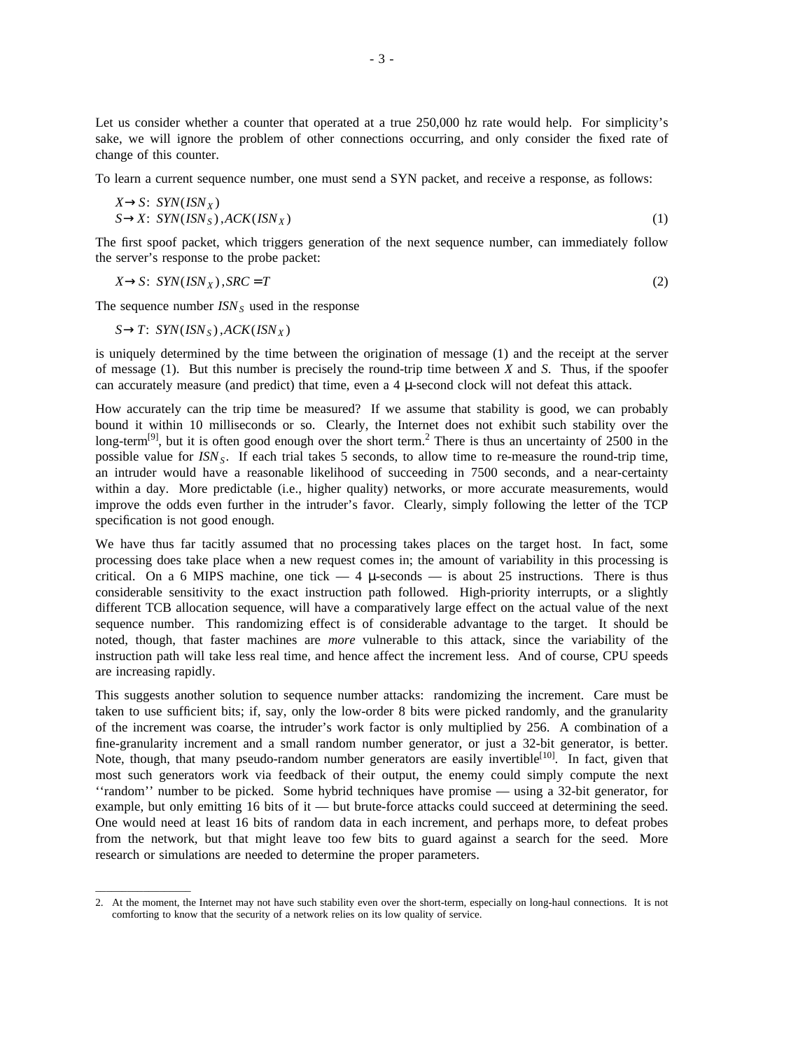Let us consider whether a counter that operated at a true 250,000 hz rate would help. For simplicity's sake, we will ignore the problem of other connections occurring, and only consider the fixed rate of change of this counter.

To learn a current sequence number, one must send a SYN packet, and receive a response, as follows:

$$X \rightarrow S\text{: } SYN(ISN_X)$$
$$S \rightarrow X\text{: } SYN(ISN_S), ACK(ISN_X) \qquad (1)$$

The first spoof packet, which triggers generation of the next sequence number, can immediately follow the server's response to the probe packet:

$$X \rightarrow S\text{: } SYN(ISN_X), SRC = T \qquad (2)$$

The sequence number $ISN_S$ used in the response

$$S \rightarrow T\text{: } SYN(ISN_S), ACK(ISN_X)$$

is uniquely determined by the time between the origination of message (1) and the receipt at the server of message (1). But this number is precisely the round-trip time between *X* and *S*. Thus, if the spoofer can accurately measure (and predict) that time, even a 4 μ-second clock will not defeat this attack.

How accurately can the trip time be measured? If we assume that stability is good, we can probably bound it within 10 milliseconds or so. Clearly, the Internet does not exhibit such stability over the long-term[9], but it is often good enough over the short term.[2] There is thus an uncertainty of 2500 in the possible value for $ISN_S$. If each trial takes 5 seconds, to allow time to re-measure the round-trip time, an intruder would have a reasonable likelihood of succeeding in 7500 seconds, and a near-certainty within a day. More predictable (i.e., higher quality) networks, or more accurate measurements, would improve the odds even further in the intruder's favor. Clearly, simply following the letter of the TCP specification is not good enough.

We have thus far tacitly assumed that no processing takes places on the target host. In fact, some processing does take place when a new request comes in; the amount of variability in this processing is critical. On a 6 MIPS machine, one tick — 4 μ-seconds — is about 25 instructions. There is thus considerable sensitivity to the exact instruction path followed. High-priority interrupts, or a slightly different TCB allocation sequence, will have a comparatively large effect on the actual value of the next sequence number. This randomizing effect is of considerable advantage to the target. It should be noted, though, that faster machines are *more* vulnerable to this attack, since the variability of the instruction path will take less real time, and hence affect the increment less. And of course, CPU speeds are increasing rapidly.

This suggests another solution to sequence number attacks: randomizing the increment. Care must be taken to use sufficient bits; if, say, only the low-order 8 bits were picked randomly, and the granularity of the increment was coarse, the intruder's work factor is only multiplied by 256. A combination of a fine-granularity increment and a small random number generator, or just a 32-bit generator, is better. Note, though, that many pseudo-random number generators are easily invertible[10]. In fact, given that most such generators work via feedback of their output, the enemy could simply compute the next ''random'' number to be picked. Some hybrid techniques have promise — using a 32-bit generator, for example, but only emitting 16 bits of it — but brute-force attacks could succeed at determining the seed. One would need at least 16 bits of random data in each increment, and perhaps more, to defeat probes from the network, but that might leave too few bits to guard against a search for the seed. More research or simulations are needed to determine the proper parameters.

---

2. At the moment, the Internet may not have such stability even over the short-term, especially on long-haul connections. It is not comforting to know that the security of a network relies on its low quality of service.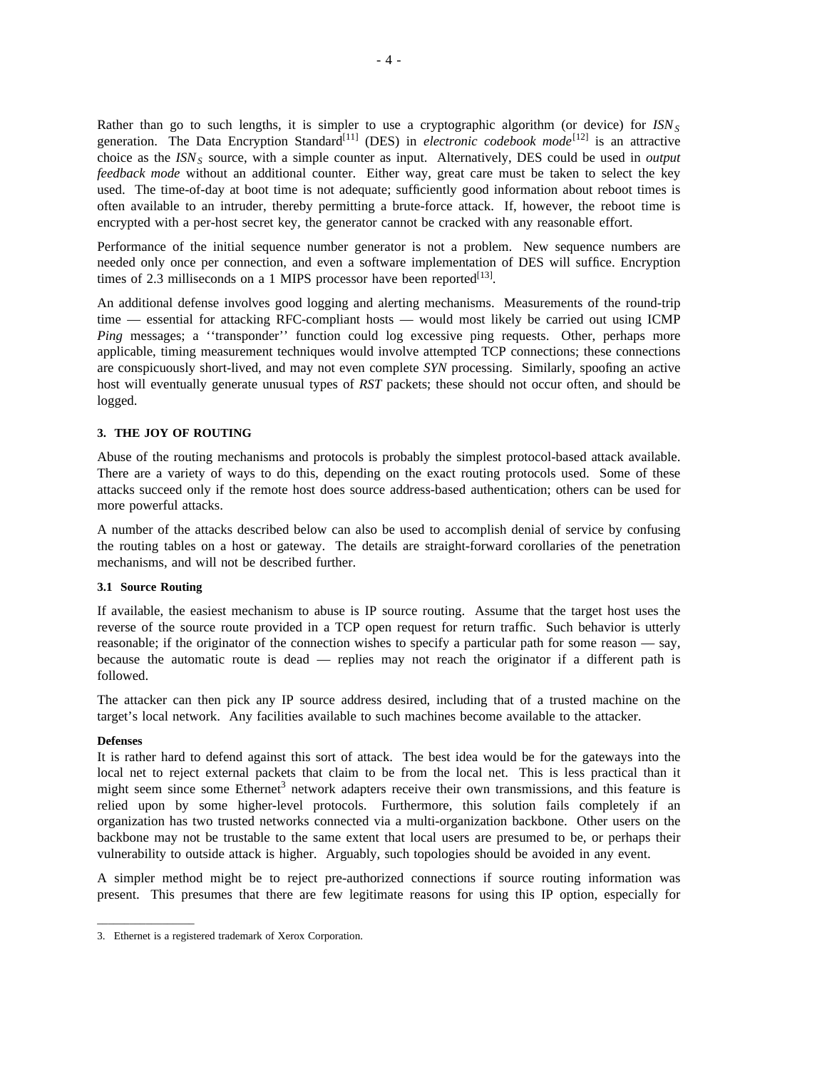Rather than go to such lengths, it is simpler to use a cryptographic algorithm (or device) for $ISN_S$ generation. The Data Encryption Standard[11] (DES) in *electronic codebook mode*[12] is an attractive choice as the $ISN_S$ source, with a simple counter as input. Alternatively, DES could be used in *output feedback mode* without an additional counter. Either way, great care must be taken to select the key used. The time-of-day at boot time is not adequate; sufficiently good information about reboot times is often available to an intruder, thereby permitting a brute-force attack. If, however, the reboot time is encrypted with a per-host secret key, the generator cannot be cracked with any reasonable effort.

Performance of the initial sequence number generator is not a problem. New sequence numbers are needed only once per connection, and even a software implementation of DES will suffice. Encryption times of 2.3 milliseconds on a 1 MIPS processor have been reported[13].

An additional defense involves good logging and alerting mechanisms. Measurements of the round-trip time — essential for attacking RFC-compliant hosts — would most likely be carried out using ICMP *Ping* messages; a ''transponder'' function could log excessive ping requests. Other, perhaps more applicable, timing measurement techniques would involve attempted TCP connections; these connections are conspicuously short-lived, and may not even complete *SYN* processing. Similarly, spoofing an active host will eventually generate unusual types of *RST* packets; these should not occur often, and should be logged.

## 3. THE JOY OF ROUTING

Abuse of the routing mechanisms and protocols is probably the simplest protocol-based attack available. There are a variety of ways to do this, depending on the exact routing protocols used. Some of these attacks succeed only if the remote host does source address-based authentication; others can be used for more powerful attacks.

A number of the attacks described below can also be used to accomplish denial of service by confusing the routing tables on a host or gateway. The details are straight-forward corollaries of the penetration mechanisms, and will not be described further.

### 3.1 Source Routing

If available, the easiest mechanism to abuse is IP source routing. Assume that the target host uses the reverse of the source route provided in a TCP open request for return traffic. Such behavior is utterly reasonable; if the originator of the connection wishes to specify a particular path for some reason — say, because the automatic route is dead — replies may not reach the originator if a different path is followed.

The attacker can then pick any IP source address desired, including that of a trusted machine on the target's local network. Any facilities available to such machines become available to the attacker.

**Defenses**

It is rather hard to defend against this sort of attack. The best idea would be for the gateways into the local net to reject external packets that claim to be from the local net. This is less practical than it might seem since some Ethernet[3] network adapters receive their own transmissions, and this feature is relied upon by some higher-level protocols. Furthermore, this solution fails completely if an organization has two trusted networks connected via a multi-organization backbone. Other users on the backbone may not be trustable to the same extent that local users are presumed to be, or perhaps their vulnerability to outside attack is higher. Arguably, such topologies should be avoided in any event.

A simpler method might be to reject pre-authorized connections if source routing information was present. This presumes that there are few legitimate reasons for using this IP option, especially for

3. Ethernet is a registered trademark of Xerox Corporation.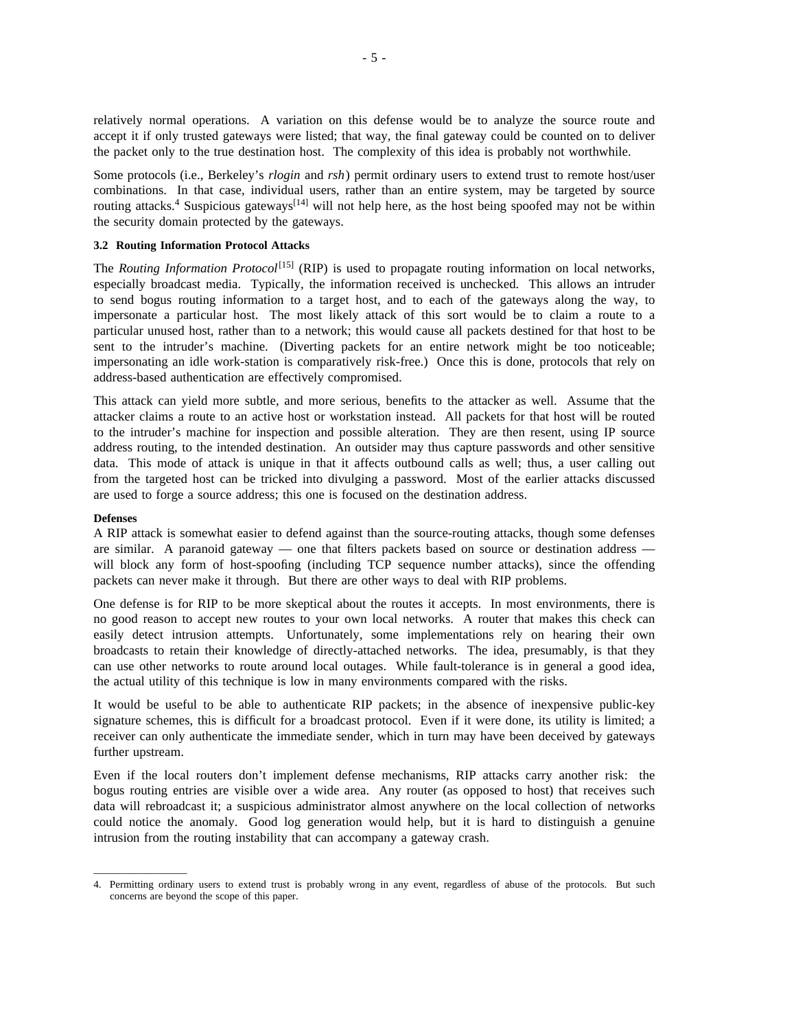relatively normal operations. A variation on this defense would be to analyze the source route and accept it if only trusted gateways were listed; that way, the final gateway could be counted on to deliver the packet only to the true destination host. The complexity of this idea is probably not worthwhile.

Some protocols (i.e., Berkeley's *rlogin* and *rsh*) permit ordinary users to extend trust to remote host/user combinations. In that case, individual users, rather than an entire system, may be targeted by source routing attacks.[4] Suspicious gateways[14] will not help here, as the host being spoofed may not be within the security domain protected by the gateways.

### 3.2 Routing Information Protocol Attacks

The *Routing Information Protocol*[15] (RIP) is used to propagate routing information on local networks, especially broadcast media. Typically, the information received is unchecked. This allows an intruder to send bogus routing information to a target host, and to each of the gateways along the way, to impersonate a particular host. The most likely attack of this sort would be to claim a route to a particular unused host, rather than to a network; this would cause all packets destined for that host to be sent to the intruder's machine. (Diverting packets for an entire network might be too noticeable; impersonating an idle work-station is comparatively risk-free.) Once this is done, protocols that rely on address-based authentication are effectively compromised.

This attack can yield more subtle, and more serious, benefits to the attacker as well. Assume that the attacker claims a route to an active host or workstation instead. All packets for that host will be routed to the intruder's machine for inspection and possible alteration. They are then resent, using IP source address routing, to the intended destination. An outsider may thus capture passwords and other sensitive data. This mode of attack is unique in that it affects outbound calls as well; thus, a user calling out from the targeted host can be tricked into divulging a password. Most of the earlier attacks discussed are used to forge a source address; this one is focused on the destination address.

**Defenses**

A RIP attack is somewhat easier to defend against than the source-routing attacks, though some defenses are similar. A paranoid gateway — one that filters packets based on source or destination address — will block any form of host-spoofing (including TCP sequence number attacks), since the offending packets can never make it through. But there are other ways to deal with RIP problems.

One defense is for RIP to be more skeptical about the routes it accepts. In most environments, there is no good reason to accept new routes to your own local networks. A router that makes this check can easily detect intrusion attempts. Unfortunately, some implementations rely on hearing their own broadcasts to retain their knowledge of directly-attached networks. The idea, presumably, is that they can use other networks to route around local outages. While fault-tolerance is in general a good idea, the actual utility of this technique is low in many environments compared with the risks.

It would be useful to be able to authenticate RIP packets; in the absence of inexpensive public-key signature schemes, this is difficult for a broadcast protocol. Even if it were done, its utility is limited; a receiver can only authenticate the immediate sender, which in turn may have been deceived by gateways further upstream.

Even if the local routers don't implement defense mechanisms, RIP attacks carry another risk: the bogus routing entries are visible over a wide area. Any router (as opposed to host) that receives such data will rebroadcast it; a suspicious administrator almost anywhere on the local collection of networks could notice the anomaly. Good log generation would help, but it is hard to distinguish a genuine intrusion from the routing instability that can accompany a gateway crash.

---

4. Permitting ordinary users to extend trust is probably wrong in any event, regardless of abuse of the protocols. But such concerns are beyond the scope of this paper.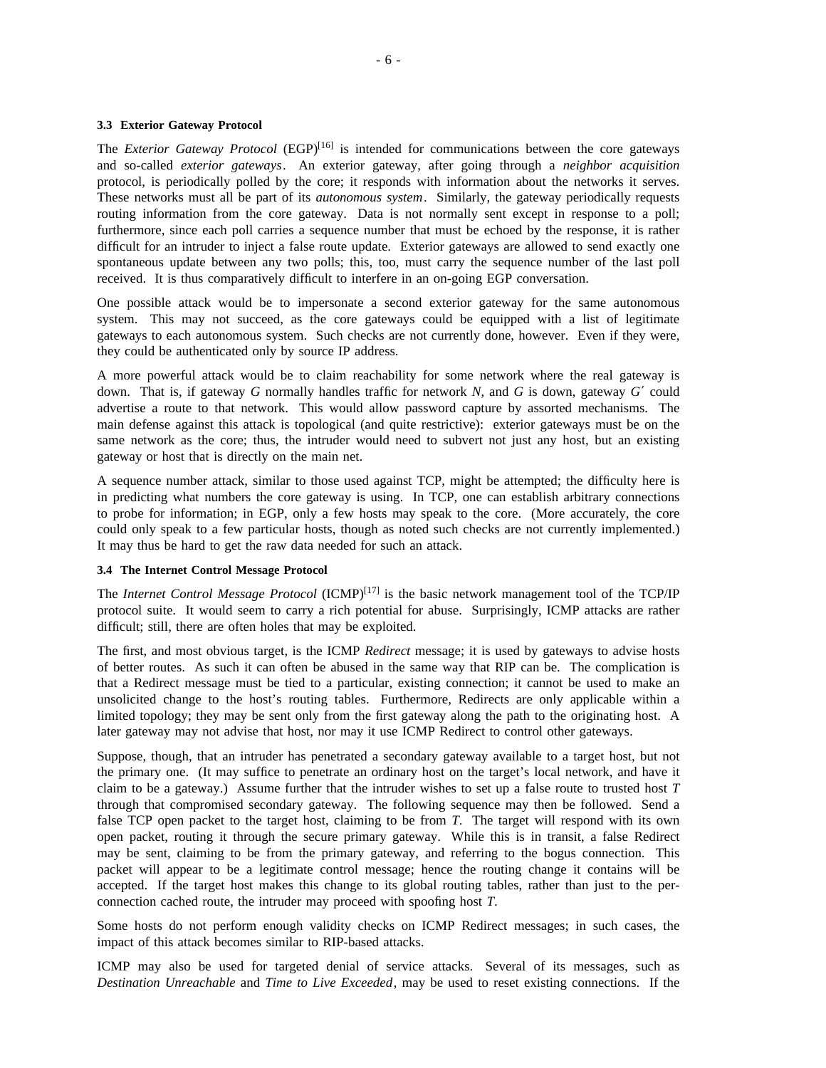### 3.3 Exterior Gateway Protocol

The *Exterior Gateway Protocol* (EGP)[16] is intended for communications between the core gateways and so-called *exterior gateways*. An exterior gateway, after going through a *neighbor acquisition* protocol, is periodically polled by the core; it responds with information about the networks it serves. These networks must all be part of its *autonomous system*. Similarly, the gateway periodically requests routing information from the core gateway. Data is not normally sent except in response to a poll; furthermore, since each poll carries a sequence number that must be echoed by the response, it is rather difficult for an intruder to inject a false route update. Exterior gateways are allowed to send exactly one spontaneous update between any two polls; this, too, must carry the sequence number of the last poll received. It is thus comparatively difficult to interfere in an on-going EGP conversation.

One possible attack would be to impersonate a second exterior gateway for the same autonomous system. This may not succeed, as the core gateways could be equipped with a list of legitimate gateways to each autonomous system. Such checks are not currently done, however. Even if they were, they could be authenticated only by source IP address.

A more powerful attack would be to claim reachability for some network where the real gateway is down. That is, if gateway *G* normally handles traffic for network *N*, and *G* is down, gateway *G*′ could advertise a route to that network. This would allow password capture by assorted mechanisms. The main defense against this attack is topological (and quite restrictive): exterior gateways must be on the same network as the core; thus, the intruder would need to subvert not just any host, but an existing gateway or host that is directly on the main net.

A sequence number attack, similar to those used against TCP, might be attempted; the difficulty here is in predicting what numbers the core gateway is using. In TCP, one can establish arbitrary connections to probe for information; in EGP, only a few hosts may speak to the core. (More accurately, the core could only speak to a few particular hosts, though as noted such checks are not currently implemented.) It may thus be hard to get the raw data needed for such an attack.

### 3.4 The Internet Control Message Protocol

The *Internet Control Message Protocol* (ICMP)[17] is the basic network management tool of the TCP/IP protocol suite. It would seem to carry a rich potential for abuse. Surprisingly, ICMP attacks are rather difficult; still, there are often holes that may be exploited.

The first, and most obvious target, is the ICMP *Redirect* message; it is used by gateways to advise hosts of better routes. As such it can often be abused in the same way that RIP can be. The complication is that a Redirect message must be tied to a particular, existing connection; it cannot be used to make an unsolicited change to the host's routing tables. Furthermore, Redirects are only applicable within a limited topology; they may be sent only from the first gateway along the path to the originating host. A later gateway may not advise that host, nor may it use ICMP Redirect to control other gateways.

Suppose, though, that an intruder has penetrated a secondary gateway available to a target host, but not the primary one. (It may suffice to penetrate an ordinary host on the target's local network, and have it claim to be a gateway.) Assume further that the intruder wishes to set up a false route to trusted host *T* through that compromised secondary gateway. The following sequence may then be followed. Send a false TCP open packet to the target host, claiming to be from *T*. The target will respond with its own open packet, routing it through the secure primary gateway. While this is in transit, a false Redirect may be sent, claiming to be from the primary gateway, and referring to the bogus connection. This packet will appear to be a legitimate control message; hence the routing change it contains will be accepted. If the target host makes this change to its global routing tables, rather than just to the per-connection cached route, the intruder may proceed with spoofing host *T*.

Some hosts do not perform enough validity checks on ICMP Redirect messages; in such cases, the impact of this attack becomes similar to RIP-based attacks.

ICMP may also be used for targeted denial of service attacks. Several of its messages, such as *Destination Unreachable* and *Time to Live Exceeded*, may be used to reset existing connections. If the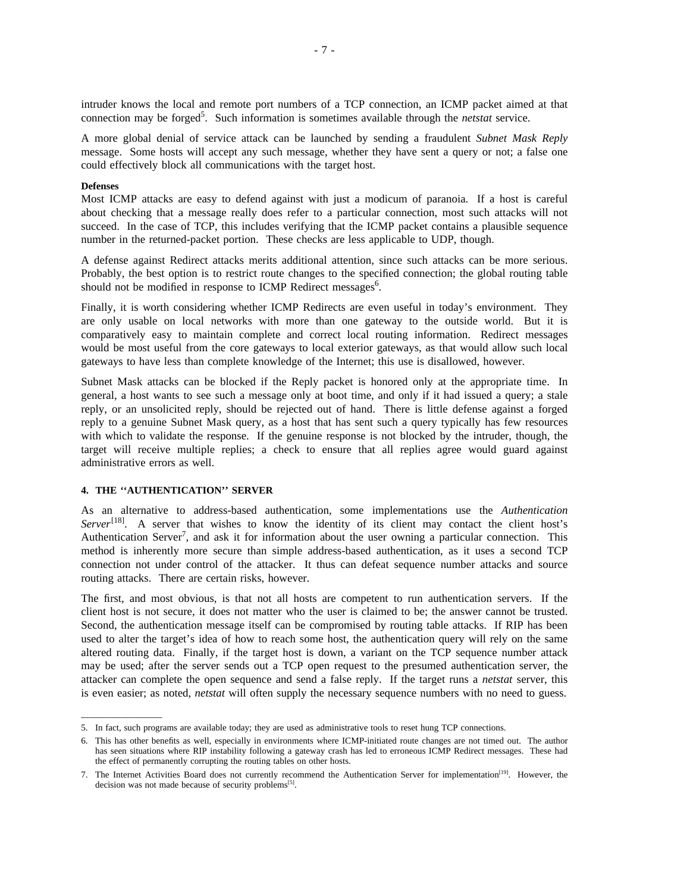intruder knows the local and remote port numbers of a TCP connection, an ICMP packet aimed at that connection may be forged[5]. Such information is sometimes available through the *netstat* service.

A more global denial of service attack can be launched by sending a fraudulent *Subnet Mask Reply* message. Some hosts will accept any such message, whether they have sent a query or not; a false one could effectively block all communications with the target host.

**Defenses**

Most ICMP attacks are easy to defend against with just a modicum of paranoia. If a host is careful about checking that a message really does refer to a particular connection, most such attacks will not succeed. In the case of TCP, this includes verifying that the ICMP packet contains a plausible sequence number in the returned-packet portion. These checks are less applicable to UDP, though.

A defense against Redirect attacks merits additional attention, since such attacks can be more serious. Probably, the best option is to restrict route changes to the specified connection; the global routing table should not be modified in response to ICMP Redirect messages[6].

Finally, it is worth considering whether ICMP Redirects are even useful in today's environment. They are only usable on local networks with more than one gateway to the outside world. But it is comparatively easy to maintain complete and correct local routing information. Redirect messages would be most useful from the core gateways to local exterior gateways, as that would allow such local gateways to have less than complete knowledge of the Internet; this use is disallowed, however.

Subnet Mask attacks can be blocked if the Reply packet is honored only at the appropriate time. In general, a host wants to see such a message only at boot time, and only if it had issued a query; a stale reply, or an unsolicited reply, should be rejected out of hand. There is little defense against a forged reply to a genuine Subnet Mask query, as a host that has sent such a query typically has few resources with which to validate the response. If the genuine response is not blocked by the intruder, though, the target will receive multiple replies; a check to ensure that all replies agree would guard against administrative errors as well.

## 4. THE ''AUTHENTICATION'' SERVER

As an alternative to address-based authentication, some implementations use the *Authentication Server*[18]. A server that wishes to know the identity of its client may contact the client host's Authentication Server[7], and ask it for information about the user owning a particular connection. This method is inherently more secure than simple address-based authentication, as it uses a second TCP connection not under control of the attacker. It thus can defeat sequence number attacks and source routing attacks. There are certain risks, however.

The first, and most obvious, is that not all hosts are competent to run authentication servers. If the client host is not secure, it does not matter who the user is claimed to be; the answer cannot be trusted. Second, the authentication message itself can be compromised by routing table attacks. If RIP has been used to alter the target's idea of how to reach some host, the authentication query will rely on the same altered routing data. Finally, if the target host is down, a variant on the TCP sequence number attack may be used; after the server sends out a TCP open request to the presumed authentication server, the attacker can complete the open sequence and send a false reply. If the target runs a *netstat* server, this is even easier; as noted, *netstat* will often supply the necessary sequence numbers with no need to guess.

---

5. In fact, such programs are available today; they are used as administrative tools to reset hung TCP connections.

6. This has other benefits as well, especially in environments where ICMP-initiated route changes are not timed out. The author has seen situations where RIP instability following a gateway crash has led to erroneous ICMP Redirect messages. These had the effect of permanently corrupting the routing tables on other hosts.

7. The Internet Activities Board does not currently recommend the Authentication Server for implementation[19]. However, the decision was not made because of security problems[5].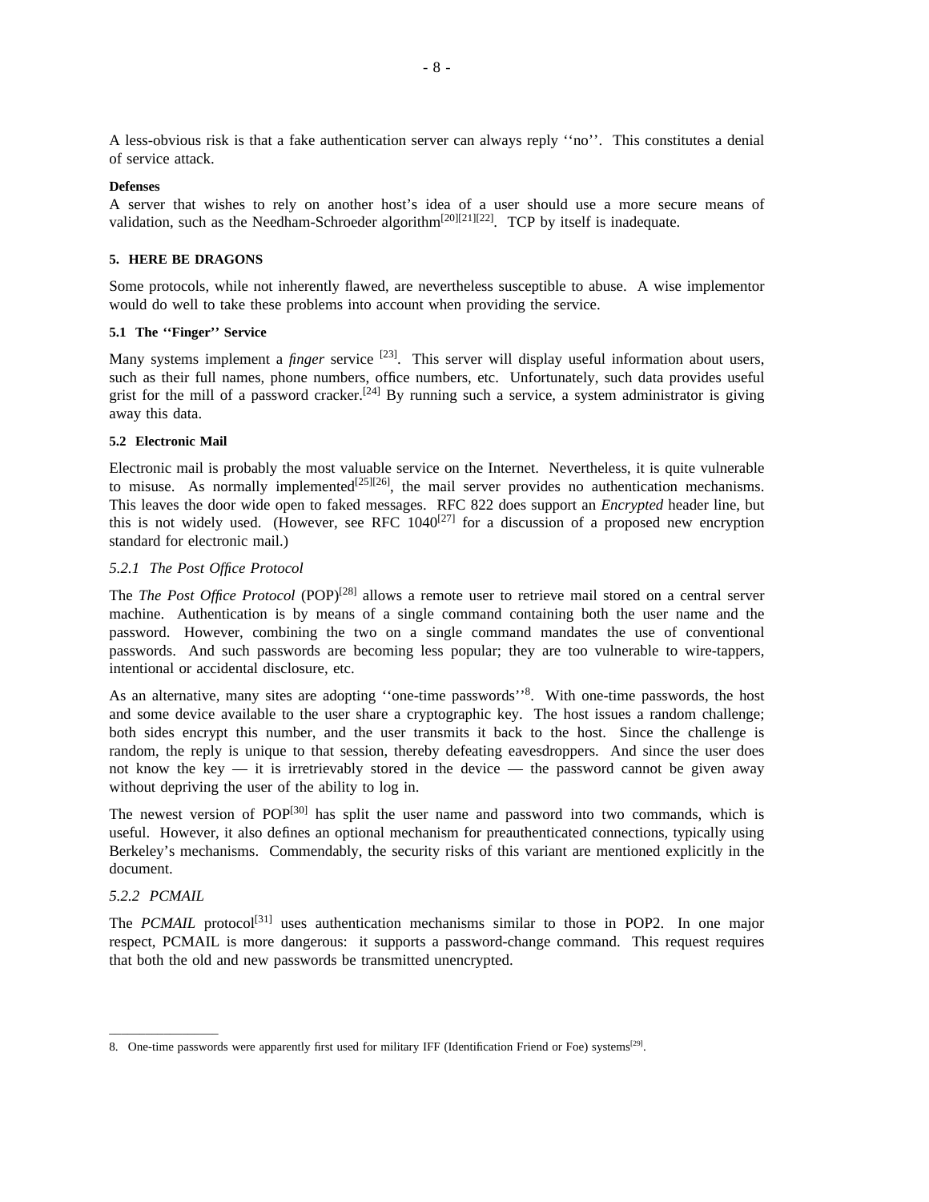A less-obvious risk is that a fake authentication server can always reply ''no''. This constitutes a denial of service attack.

**Defenses**

A server that wishes to rely on another host's idea of a user should use a more secure means of validation, such as the Needham-Schroeder algorithm[20][21][22]. TCP by itself is inadequate.

## 5. HERE BE DRAGONS

Some protocols, while not inherently flawed, are nevertheless susceptible to abuse. A wise implementor would do well to take these problems into account when providing the service.

### 5.1 The ''Finger'' Service

Many systems implement a *finger* service [23]. This server will display useful information about users, such as their full names, phone numbers, office numbers, etc. Unfortunately, such data provides useful grist for the mill of a password cracker.[24] By running such a service, a system administrator is giving away this data.

### 5.2 Electronic Mail

Electronic mail is probably the most valuable service on the Internet. Nevertheless, it is quite vulnerable to misuse. As normally implemented[25][26], the mail server provides no authentication mechanisms. This leaves the door wide open to faked messages. RFC 822 does support an *Encrypted* header line, but this is not widely used. (However, see RFC 1040[27] for a discussion of a proposed new encryption standard for electronic mail.)

#### *5.2.1 The Post Office Protocol*

The *The Post Office Protocol* (POP)[28] allows a remote user to retrieve mail stored on a central server machine. Authentication is by means of a single command containing both the user name and the password. However, combining the two on a single command mandates the use of conventional passwords. And such passwords are becoming less popular; they are too vulnerable to wire-tappers, intentional or accidental disclosure, etc.

As an alternative, many sites are adopting ''one-time passwords''[8]. With one-time passwords, the host and some device available to the user share a cryptographic key. The host issues a random challenge; both sides encrypt this number, and the user transmits it back to the host. Since the challenge is random, the reply is unique to that session, thereby defeating eavesdroppers. And since the user does not know the key — it is irretrievably stored in the device — the password cannot be given away without depriving the user of the ability to log in.

The newest version of POP[30] has split the user name and password into two commands, which is useful. However, it also defines an optional mechanism for preauthenticated connections, typically using Berkeley's mechanisms. Commendably, the security risks of this variant are mentioned explicitly in the document.

#### *5.2.2 PCMAIL*

The *PCMAIL* protocol[31] uses authentication mechanisms similar to those in POP2. In one major respect, PCMAIL is more dangerous: it supports a password-change command. This request requires that both the old and new passwords be transmitted unencrypted.

---

8. One-time passwords were apparently first used for military IFF (Identification Friend or Foe) systems[29].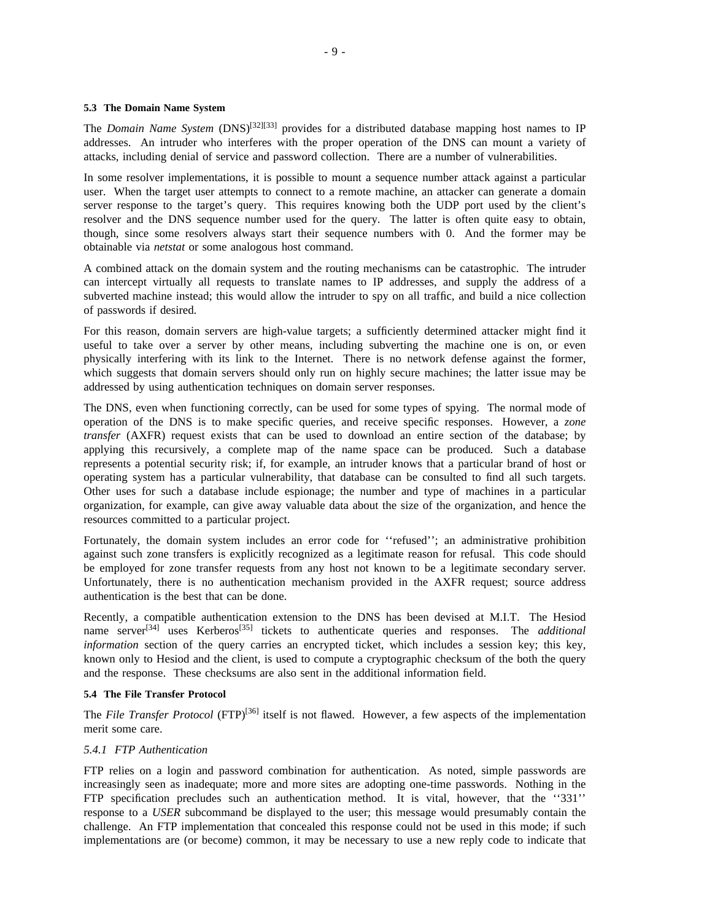### 5.3 The Domain Name System

The *Domain Name System* (DNS)[32][33] provides for a distributed database mapping host names to IP addresses. An intruder who interferes with the proper operation of the DNS can mount a variety of attacks, including denial of service and password collection. There are a number of vulnerabilities.

In some resolver implementations, it is possible to mount a sequence number attack against a particular user. When the target user attempts to connect to a remote machine, an attacker can generate a domain server response to the target's query. This requires knowing both the UDP port used by the client's resolver and the DNS sequence number used for the query. The latter is often quite easy to obtain, though, since some resolvers always start their sequence numbers with 0. And the former may be obtainable via *netstat* or some analogous host command.

A combined attack on the domain system and the routing mechanisms can be catastrophic. The intruder can intercept virtually all requests to translate names to IP addresses, and supply the address of a subverted machine instead; this would allow the intruder to spy on all traffic, and build a nice collection of passwords if desired.

For this reason, domain servers are high-value targets; a sufficiently determined attacker might find it useful to take over a server by other means, including subverting the machine one is on, or even physically interfering with its link to the Internet. There is no network defense against the former, which suggests that domain servers should only run on highly secure machines; the latter issue may be addressed by using authentication techniques on domain server responses.

The DNS, even when functioning correctly, can be used for some types of spying. The normal mode of operation of the DNS is to make specific queries, and receive specific responses. However, a *zone transfer* (AXFR) request exists that can be used to download an entire section of the database; by applying this recursively, a complete map of the name space can be produced. Such a database represents a potential security risk; if, for example, an intruder knows that a particular brand of host or operating system has a particular vulnerability, that database can be consulted to find all such targets. Other uses for such a database include espionage; the number and type of machines in a particular organization, for example, can give away valuable data about the size of the organization, and hence the resources committed to a particular project.

Fortunately, the domain system includes an error code for ''refused''; an administrative prohibition against such zone transfers is explicitly recognized as a legitimate reason for refusal. This code should be employed for zone transfer requests from any host not known to be a legitimate secondary server. Unfortunately, there is no authentication mechanism provided in the AXFR request; source address authentication is the best that can be done.

Recently, a compatible authentication extension to the DNS has been devised at M.I.T. The Hesiod name server[34] uses Kerberos[35] tickets to authenticate queries and responses. The *additional information* section of the query carries an encrypted ticket, which includes a session key; this key, known only to Hesiod and the client, is used to compute a cryptographic checksum of the both the query and the response. These checksums are also sent in the additional information field.

### 5.4 The File Transfer Protocol

The *File Transfer Protocol* (FTP)[36] itself is not flawed. However, a few aspects of the implementation merit some care.

#### *5.4.1 FTP Authentication*

FTP relies on a login and password combination for authentication. As noted, simple passwords are increasingly seen as inadequate; more and more sites are adopting one-time passwords. Nothing in the FTP specification precludes such an authentication method. It is vital, however, that the ''331'' response to a *USER* subcommand be displayed to the user; this message would presumably contain the challenge. An FTP implementation that concealed this response could not be used in this mode; if such implementations are (or become) common, it may be necessary to use a new reply code to indicate that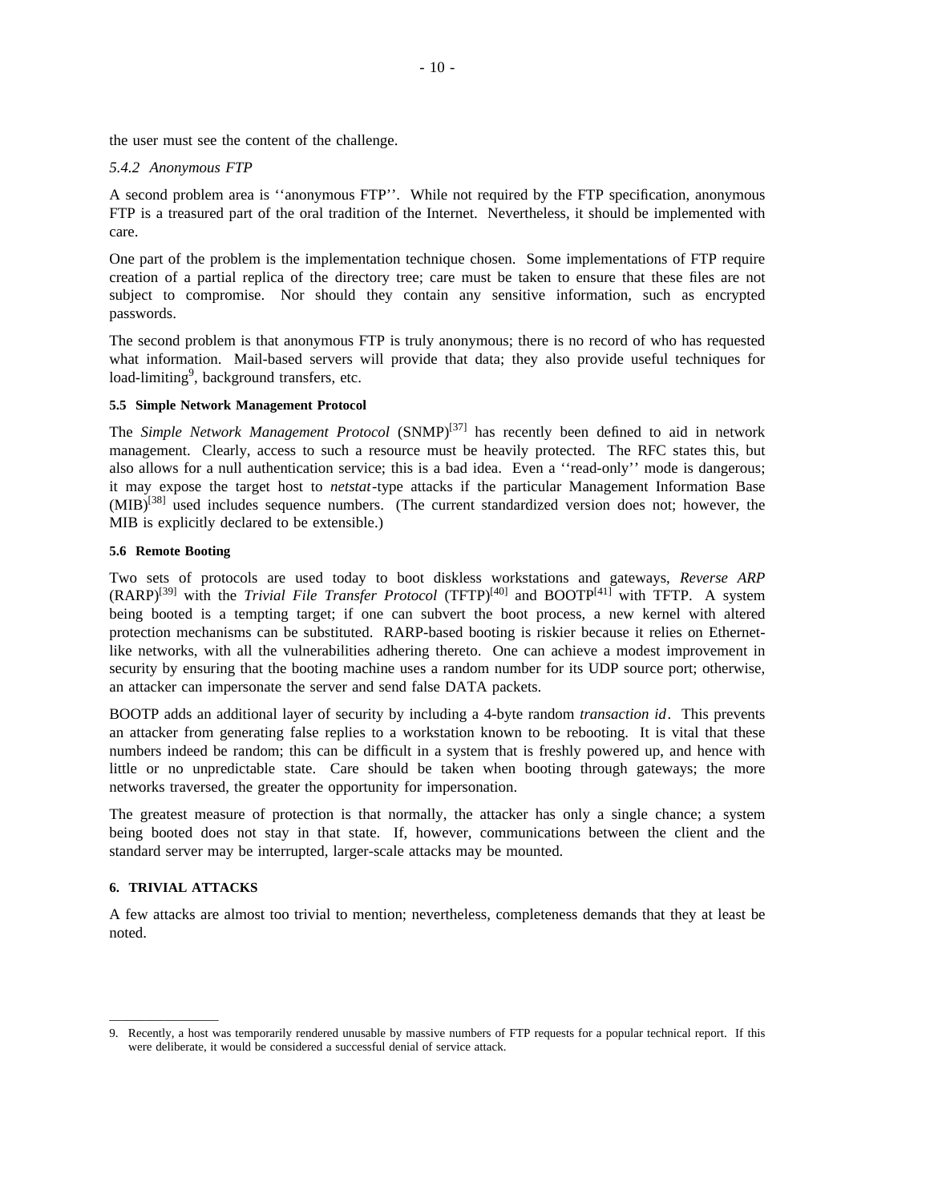the user must see the content of the challenge.

### *5.4.2 Anonymous FTP*

A second problem area is ''anonymous FTP''. While not required by the FTP specification, anonymous FTP is a treasured part of the oral tradition of the Internet. Nevertheless, it should be implemented with care.

One part of the problem is the implementation technique chosen. Some implementations of FTP require creation of a partial replica of the directory tree; care must be taken to ensure that these files are not subject to compromise. Nor should they contain any sensitive information, such as encrypted passwords.

The second problem is that anonymous FTP is truly anonymous; there is no record of who has requested what information. Mail-based servers will provide that data; they also provide useful techniques for load-limiting[9], background transfers, etc.

### 5.5 Simple Network Management Protocol

The *Simple Network Management Protocol* (SNMP)[37] has recently been defined to aid in network management. Clearly, access to such a resource must be heavily protected. The RFC states this, but also allows for a null authentication service; this is a bad idea. Even a ''read-only'' mode is dangerous; it may expose the target host to *netstat*-type attacks if the particular Management Information Base (MIB)[38] used includes sequence numbers. (The current standardized version does not; however, the MIB is explicitly declared to be extensible.)

### 5.6 Remote Booting

Two sets of protocols are used today to boot diskless workstations and gateways, *Reverse ARP* (RARP)[39] with the *Trivial File Transfer Protocol* (TFTP)[40] and BOOTP[41] with TFTP. A system being booted is a tempting target; if one can subvert the boot process, a new kernel with altered protection mechanisms can be substituted. RARP-based booting is riskier because it relies on Ethernet-like networks, with all the vulnerabilities adhering thereto. One can achieve a modest improvement in security by ensuring that the booting machine uses a random number for its UDP source port; otherwise, an attacker can impersonate the server and send false DATA packets.

BOOTP adds an additional layer of security by including a 4-byte random *transaction id*. This prevents an attacker from generating false replies to a workstation known to be rebooting. It is vital that these numbers indeed be random; this can be difficult in a system that is freshly powered up, and hence with little or no unpredictable state. Care should be taken when booting through gateways; the more networks traversed, the greater the opportunity for impersonation.

The greatest measure of protection is that normally, the attacker has only a single chance; a system being booted does not stay in that state. If, however, communications between the client and the standard server may be interrupted, larger-scale attacks may be mounted.

## 6. TRIVIAL ATTACKS

A few attacks are almost too trivial to mention; nevertheless, completeness demands that they at least be noted.

---

9. Recently, a host was temporarily rendered unusable by massive numbers of FTP requests for a popular technical report. If this were deliberate, it would be considered a successful denial of service attack.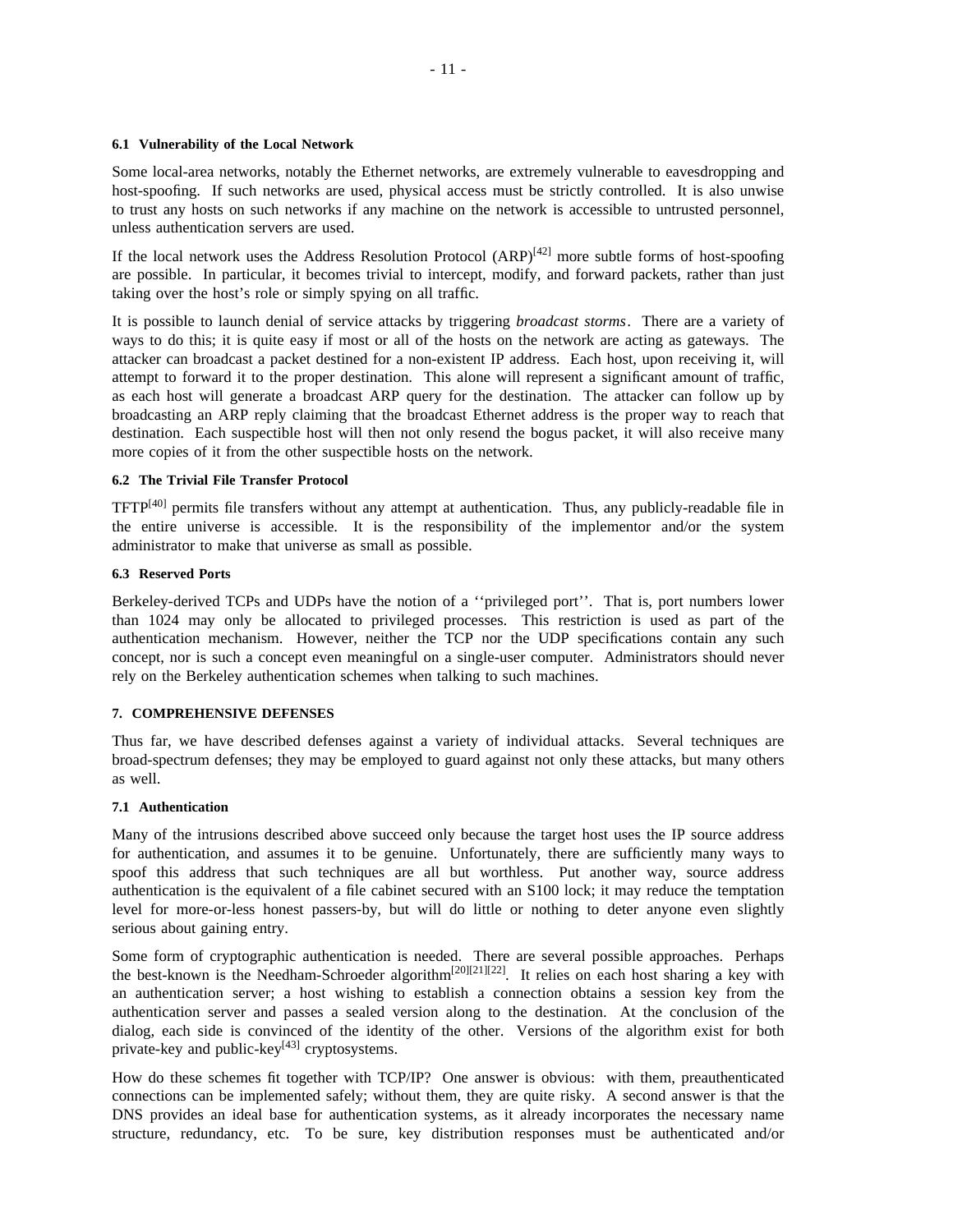### 6.1 Vulnerability of the Local Network

Some local-area networks, notably the Ethernet networks, are extremely vulnerable to eavesdropping and host-spoofing. If such networks are used, physical access must be strictly controlled. It is also unwise to trust any hosts on such networks if any machine on the network is accessible to untrusted personnel, unless authentication servers are used.

If the local network uses the Address Resolution Protocol (ARP)[42] more subtle forms of host-spoofing are possible. In particular, it becomes trivial to intercept, modify, and forward packets, rather than just taking over the host's role or simply spying on all traffic.

It is possible to launch denial of service attacks by triggering *broadcast storms*. There are a variety of ways to do this; it is quite easy if most or all of the hosts on the network are acting as gateways. The attacker can broadcast a packet destined for a non-existent IP address. Each host, upon receiving it, will attempt to forward it to the proper destination. This alone will represent a significant amount of traffic, as each host will generate a broadcast ARP query for the destination. The attacker can follow up by broadcasting an ARP reply claiming that the broadcast Ethernet address is the proper way to reach that destination. Each suspectible host will then not only resend the bogus packet, it will also receive many more copies of it from the other suspectible hosts on the network.

### 6.2 The Trivial File Transfer Protocol

TFTP[40] permits file transfers without any attempt at authentication. Thus, any publicly-readable file in the entire universe is accessible. It is the responsibility of the implementor and/or the system administrator to make that universe as small as possible.

### 6.3 Reserved Ports

Berkeley-derived TCPs and UDPs have the notion of a ''privileged port''. That is, port numbers lower than 1024 may only be allocated to privileged processes. This restriction is used as part of the authentication mechanism. However, neither the TCP nor the UDP specifications contain any such concept, nor is such a concept even meaningful on a single-user computer. Administrators should never rely on the Berkeley authentication schemes when talking to such machines.

## 7. COMPREHENSIVE DEFENSES

Thus far, we have described defenses against a variety of individual attacks. Several techniques are broad-spectrum defenses; they may be employed to guard against not only these attacks, but many others as well.

### 7.1 Authentication

Many of the intrusions described above succeed only because the target host uses the IP source address for authentication, and assumes it to be genuine. Unfortunately, there are sufficiently many ways to spoof this address that such techniques are all but worthless. Put another way, source address authentication is the equivalent of a file cabinet secured with an S100 lock; it may reduce the temptation level for more-or-less honest passers-by, but will do little or nothing to deter anyone even slightly serious about gaining entry.

Some form of cryptographic authentication is needed. There are several possible approaches. Perhaps the best-known is the Needham-Schroeder algorithm[20][21][22]. It relies on each host sharing a key with an authentication server; a host wishing to establish a connection obtains a session key from the authentication server and passes a sealed version along to the destination. At the conclusion of the dialog, each side is convinced of the identity of the other. Versions of the algorithm exist for both private-key and public-key[43] cryptosystems.

How do these schemes fit together with TCP/IP? One answer is obvious: with them, preauthenticated connections can be implemented safely; without them, they are quite risky. A second answer is that the DNS provides an ideal base for authentication systems, as it already incorporates the necessary name structure, redundancy, etc. To be sure, key distribution responses must be authenticated and/or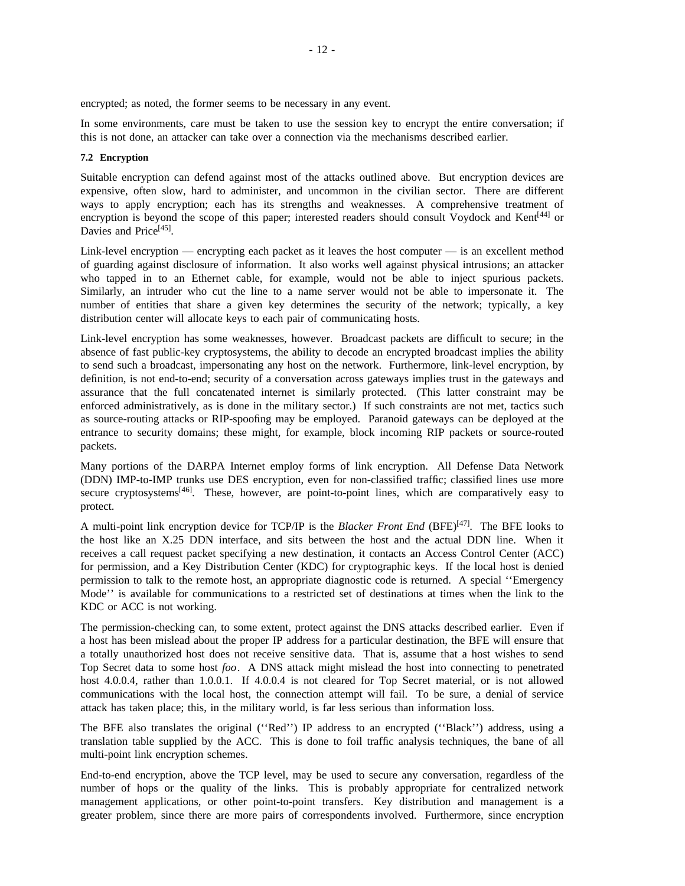encrypted; as noted, the former seems to be necessary in any event.

In some environments, care must be taken to use the session key to encrypt the entire conversation; if this is not done, an attacker can take over a connection via the mechanisms described earlier.

**7.2 Encryption**

Suitable encryption can defend against most of the attacks outlined above. But encryption devices are expensive, often slow, hard to administer, and uncommon in the civilian sector. There are different ways to apply encryption; each has its strengths and weaknesses. A comprehensive treatment of encryption is beyond the scope of this paper; interested readers should consult Voydock and Kent[44] or Davies and Price[45].

Link-level encryption — encrypting each packet as it leaves the host computer — is an excellent method of guarding against disclosure of information. It also works well against physical intrusions; an attacker who tapped in to an Ethernet cable, for example, would not be able to inject spurious packets. Similarly, an intruder who cut the line to a name server would not be able to impersonate it. The number of entities that share a given key determines the security of the network; typically, a key distribution center will allocate keys to each pair of communicating hosts.

Link-level encryption has some weaknesses, however. Broadcast packets are difficult to secure; in the absence of fast public-key cryptosystems, the ability to decode an encrypted broadcast implies the ability to send such a broadcast, impersonating any host on the network. Furthermore, link-level encryption, by definition, is not end-to-end; security of a conversation across gateways implies trust in the gateways and assurance that the full concatenated internet is similarly protected. (This latter constraint may be enforced administratively, as is done in the military sector.) If such constraints are not met, tactics such as source-routing attacks or RIP-spoofing may be employed. Paranoid gateways can be deployed at the entrance to security domains; these might, for example, block incoming RIP packets or source-routed packets.

Many portions of the DARPA Internet employ forms of link encryption. All Defense Data Network (DDN) IMP-to-IMP trunks use DES encryption, even for non-classified traffic; classified lines use more secure cryptosystems[46]. These, however, are point-to-point lines, which are comparatively easy to protect.

A multi-point link encryption device for TCP/IP is the *Blacker Front End* (BFE)[47]. The BFE looks to the host like an X.25 DDN interface, and sits between the host and the actual DDN line. When it receives a call request packet specifying a new destination, it contacts an Access Control Center (ACC) for permission, and a Key Distribution Center (KDC) for cryptographic keys. If the local host is denied permission to talk to the remote host, an appropriate diagnostic code is returned. A special ''Emergency Mode'' is available for communications to a restricted set of destinations at times when the link to the KDC or ACC is not working.

The permission-checking can, to some extent, protect against the DNS attacks described earlier. Even if a host has been mislead about the proper IP address for a particular destination, the BFE will ensure that a totally unauthorized host does not receive sensitive data. That is, assume that a host wishes to send Top Secret data to some host *foo*. A DNS attack might mislead the host into connecting to penetrated host 4.0.0.4, rather than 1.0.0.1. If 4.0.0.4 is not cleared for Top Secret material, or is not allowed communications with the local host, the connection attempt will fail. To be sure, a denial of service attack has taken place; this, in the military world, is far less serious than information loss.

The BFE also translates the original (''Red'') IP address to an encrypted (''Black'') address, using a translation table supplied by the ACC. This is done to foil traffic analysis techniques, the bane of all multi-point link encryption schemes.

End-to-end encryption, above the TCP level, may be used to secure any conversation, regardless of the number of hops or the quality of the links. This is probably appropriate for centralized network management applications, or other point-to-point transfers. Key distribution and management is a greater problem, since there are more pairs of correspondents involved. Furthermore, since encryption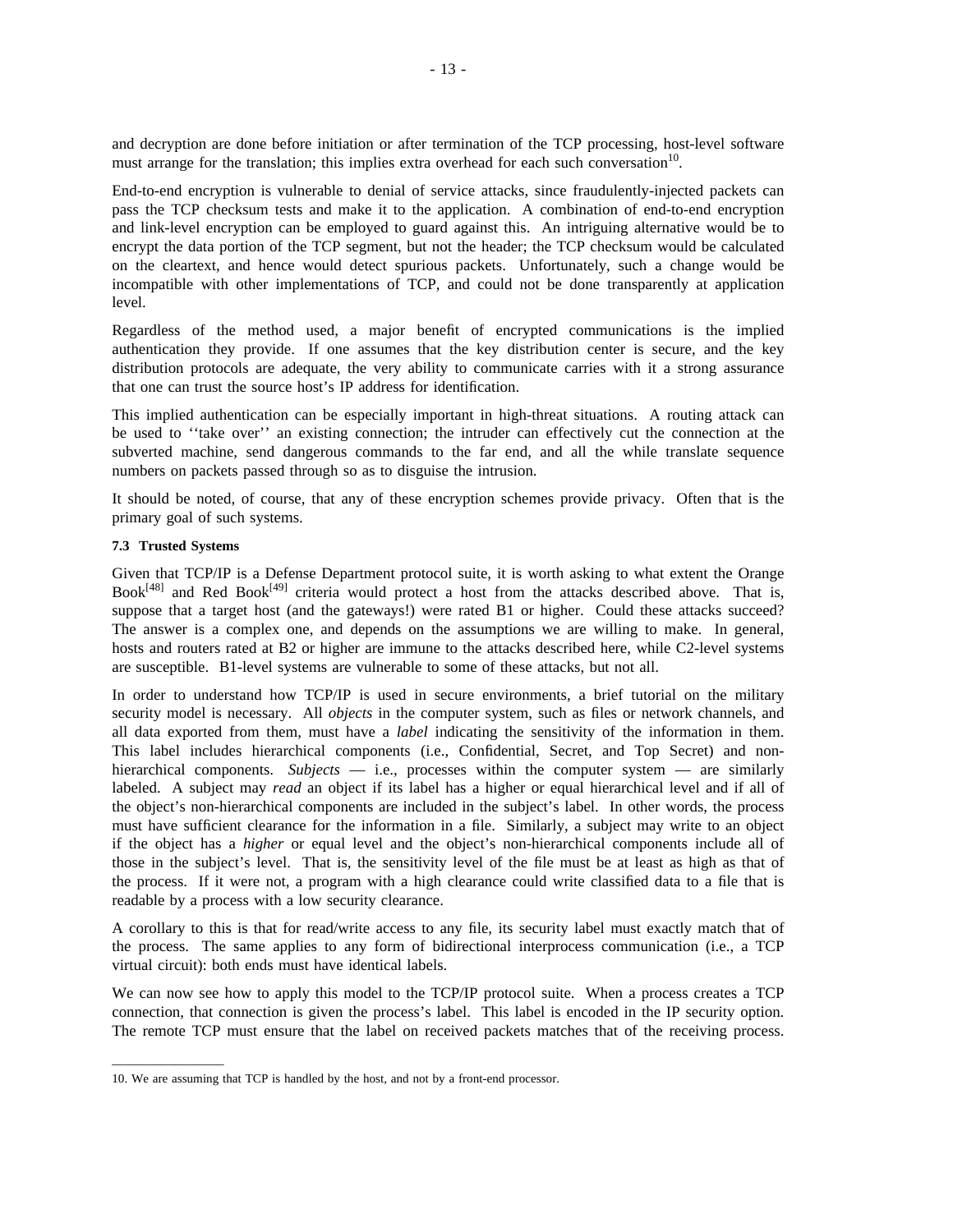and decryption are done before initiation or after termination of the TCP processing, host-level software must arrange for the translation; this implies extra overhead for each such conversation[10].

End-to-end encryption is vulnerable to denial of service attacks, since fraudulently-injected packets can pass the TCP checksum tests and make it to the application. A combination of end-to-end encryption and link-level encryption can be employed to guard against this. An intriguing alternative would be to encrypt the data portion of the TCP segment, but not the header; the TCP checksum would be calculated on the cleartext, and hence would detect spurious packets. Unfortunately, such a change would be incompatible with other implementations of TCP, and could not be done transparently at application level.

Regardless of the method used, a major benefit of encrypted communications is the implied authentication they provide. If one assumes that the key distribution center is secure, and the key distribution protocols are adequate, the very ability to communicate carries with it a strong assurance that one can trust the source host's IP address for identification.

This implied authentication can be especially important in high-threat situations. A routing attack can be used to ''take over'' an existing connection; the intruder can effectively cut the connection at the subverted machine, send dangerous commands to the far end, and all the while translate sequence numbers on packets passed through so as to disguise the intrusion.

It should be noted, of course, that any of these encryption schemes provide privacy. Often that is the primary goal of such systems.

#### 7.3 Trusted Systems

Given that TCP/IP is a Defense Department protocol suite, it is worth asking to what extent the Orange Book[48] and Red Book[49] criteria would protect a host from the attacks described above. That is, suppose that a target host (and the gateways!) were rated B1 or higher. Could these attacks succeed? The answer is a complex one, and depends on the assumptions we are willing to make. In general, hosts and routers rated at B2 or higher are immune to the attacks described here, while C2-level systems are susceptible. B1-level systems are vulnerable to some of these attacks, but not all.

In order to understand how TCP/IP is used in secure environments, a brief tutorial on the military security model is necessary. All *objects* in the computer system, such as files or network channels, and all data exported from them, must have a *label* indicating the sensitivity of the information in them. This label includes hierarchical components (i.e., Confidential, Secret, and Top Secret) and non-hierarchical components. *Subjects* — i.e., processes within the computer system — are similarly labeled. A subject may *read* an object if its label has a higher or equal hierarchical level and if all of the object's non-hierarchical components are included in the subject's label. In other words, the process must have sufficient clearance for the information in a file. Similarly, a subject may write to an object if the object has a *higher* or equal level and the object's non-hierarchical components include all of those in the subject's level. That is, the sensitivity level of the file must be at least as high as that of the process. If it were not, a program with a high clearance could write classified data to a file that is readable by a process with a low security clearance.

A corollary to this is that for read/write access to any file, its security label must exactly match that of the process. The same applies to any form of bidirectional interprocess communication (i.e., a TCP virtual circuit): both ends must have identical labels.

We can now see how to apply this model to the TCP/IP protocol suite. When a process creates a TCP connection, that connection is given the process's label. This label is encoded in the IP security option. The remote TCP must ensure that the label on received packets matches that of the receiving process.

---

10. We are assuming that TCP is handled by the host, and not by a front-end processor.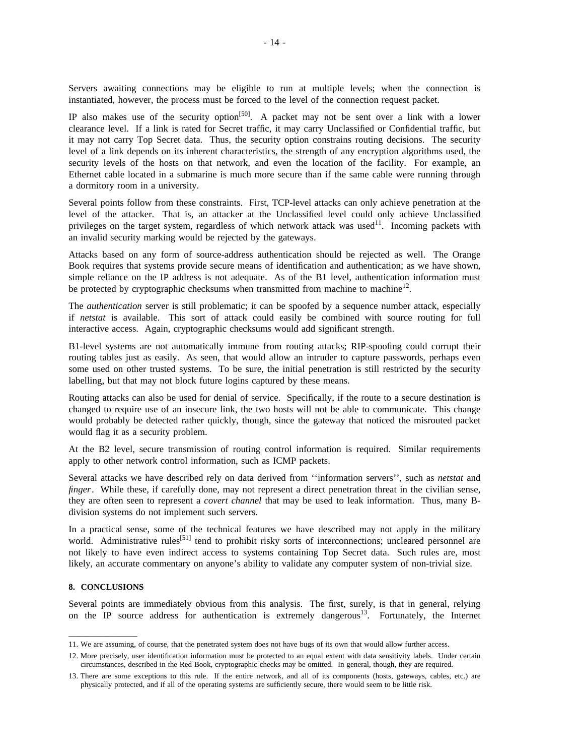Servers awaiting connections may be eligible to run at multiple levels; when the connection is instantiated, however, the process must be forced to the level of the connection request packet.

IP also makes use of the security option[50]. A packet may not be sent over a link with a lower clearance level. If a link is rated for Secret traffic, it may carry Unclassified or Confidential traffic, but it may not carry Top Secret data. Thus, the security option constrains routing decisions. The security level of a link depends on its inherent characteristics, the strength of any encryption algorithms used, the security levels of the hosts on that network, and even the location of the facility. For example, an Ethernet cable located in a submarine is much more secure than if the same cable were running through a dormitory room in a university.

Several points follow from these constraints. First, TCP-level attacks can only achieve penetration at the level of the attacker. That is, an attacker at the Unclassified level could only achieve Unclassified privileges on the target system, regardless of which network attack was used[11]. Incoming packets with an invalid security marking would be rejected by the gateways.

Attacks based on any form of source-address authentication should be rejected as well. The Orange Book requires that systems provide secure means of identification and authentication; as we have shown, simple reliance on the IP address is not adequate. As of the B1 level, authentication information must be protected by cryptographic checksums when transmitted from machine to machine[12].

The *authentication* server is still problematic; it can be spoofed by a sequence number attack, especially if *netstat* is available. This sort of attack could easily be combined with source routing for full interactive access. Again, cryptographic checksums would add significant strength.

B1-level systems are not automatically immune from routing attacks; RIP-spoofing could corrupt their routing tables just as easily. As seen, that would allow an intruder to capture passwords, perhaps even some used on other trusted systems. To be sure, the initial penetration is still restricted by the security labelling, but that may not block future logins captured by these means.

Routing attacks can also be used for denial of service. Specifically, if the route to a secure destination is changed to require use of an insecure link, the two hosts will not be able to communicate. This change would probably be detected rather quickly, though, since the gateway that noticed the misrouted packet would flag it as a security problem.

At the B2 level, secure transmission of routing control information is required. Similar requirements apply to other network control information, such as ICMP packets.

Several attacks we have described rely on data derived from ''information servers'', such as *netstat* and *finger*. While these, if carefully done, may not represent a direct penetration threat in the civilian sense, they are often seen to represent a *covert channel* that may be used to leak information. Thus, many B-division systems do not implement such servers.

In a practical sense, some of the technical features we have described may not apply in the military world. Administrative rules[51] tend to prohibit risky sorts of interconnections; uncleared personnel are not likely to have even indirect access to systems containing Top Secret data. Such rules are, most likely, an accurate commentary on anyone's ability to validate any computer system of non-trivial size.

## 8. CONCLUSIONS

Several points are immediately obvious from this analysis. The first, surely, is that in general, relying on the IP source address for authentication is extremely dangerous[13]. Fortunately, the Internet

---

11. We are assuming, of course, that the penetrated system does not have bugs of its own that would allow further access.

12. More precisely, user identification information must be protected to an equal extent with data sensitivity labels. Under certain circumstances, described in the Red Book, cryptographic checks may be omitted. In general, though, they are required.

13. There are some exceptions to this rule. If the entire network, and all of its components (hosts, gateways, cables, etc.) are physically protected, and if all of the operating systems are sufficiently secure, there would seem to be little risk.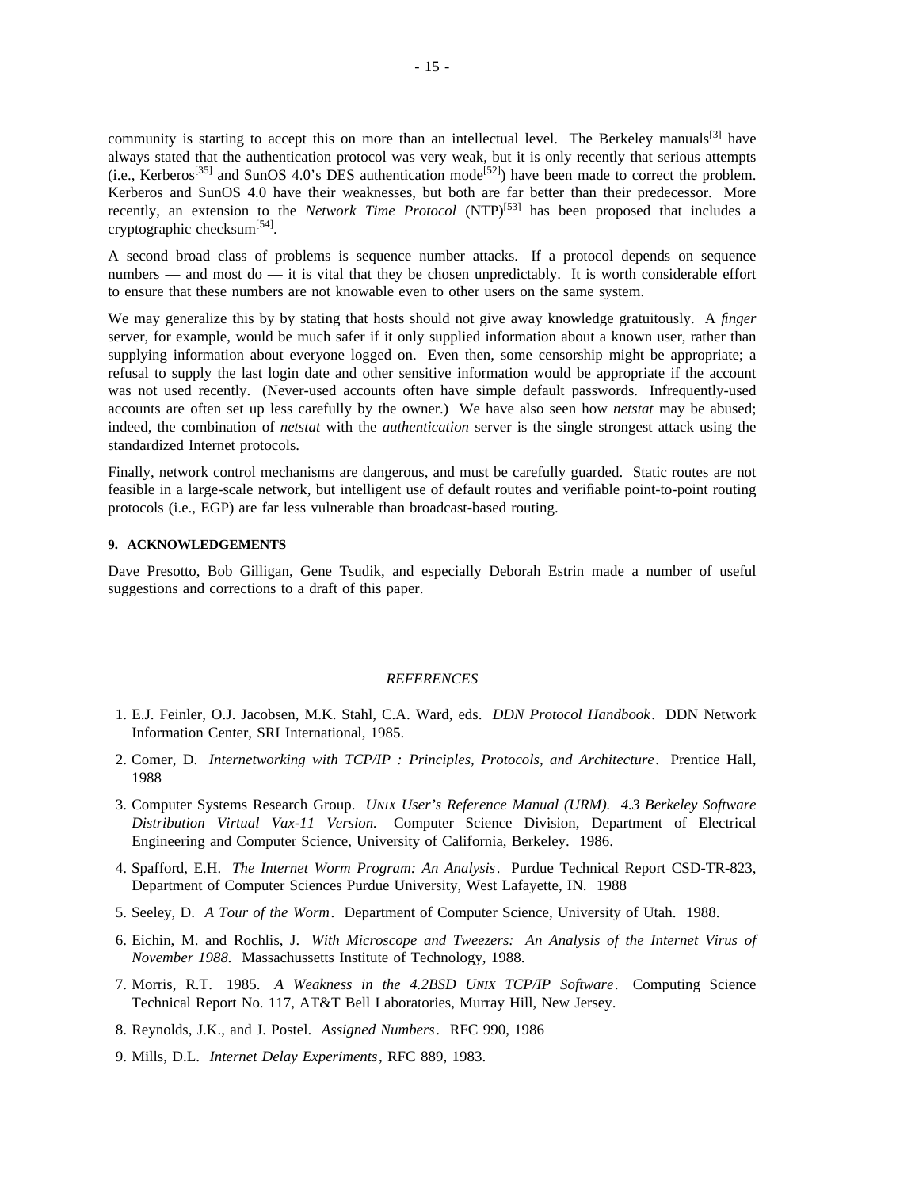community is starting to accept this on more than an intellectual level. The Berkeley manuals[3] have always stated that the authentication protocol was very weak, but it is only recently that serious attempts (i.e., Kerberos[35] and SunOS 4.0's DES authentication mode[52]) have been made to correct the problem. Kerberos and SunOS 4.0 have their weaknesses, but both are far better than their predecessor. More recently, an extension to the *Network Time Protocol* (NTP)[53] has been proposed that includes a cryptographic checksum[54].

A second broad class of problems is sequence number attacks. If a protocol depends on sequence numbers — and most do — it is vital that they be chosen unpredictably. It is worth considerable effort to ensure that these numbers are not knowable even to other users on the same system.

We may generalize this by by stating that hosts should not give away knowledge gratuitously. A *finger* server, for example, would be much safer if it only supplied information about a known user, rather than supplying information about everyone logged on. Even then, some censorship might be appropriate; a refusal to supply the last login date and other sensitive information would be appropriate if the account was not used recently. (Never-used accounts often have simple default passwords. Infrequently-used accounts are often set up less carefully by the owner.) We have also seen how *netstat* may be abused; indeed, the combination of *netstat* with the *authentication* server is the single strongest attack using the standardized Internet protocols.

Finally, network control mechanisms are dangerous, and must be carefully guarded. Static routes are not feasible in a large-scale network, but intelligent use of default routes and verifiable point-to-point routing protocols (i.e., EGP) are far less vulnerable than broadcast-based routing.

## 9. ACKNOWLEDGEMENTS

Dave Presotto, Bob Gilligan, Gene Tsudik, and especially Deborah Estrin made a number of useful suggestions and corrections to a draft of this paper.

## *REFERENCES*

1. E.J. Feinler, O.J. Jacobsen, M.K. Stahl, C.A. Ward, eds. *DDN Protocol Handbook*. DDN Network Information Center, SRI International, 1985.
2. Comer, D. *Internetworking with TCP/IP : Principles, Protocols, and Architecture*. Prentice Hall, 1988
3. Computer Systems Research Group. *UNIX User's Reference Manual (URM). 4.3 Berkeley Software Distribution Virtual Vax-11 Version.* Computer Science Division, Department of Electrical Engineering and Computer Science, University of California, Berkeley. 1986.
4. Spafford, E.H. *The Internet Worm Program: An Analysis*. Purdue Technical Report CSD-TR-823, Department of Computer Sciences Purdue University, West Lafayette, IN. 1988
5. Seeley, D. *A Tour of the Worm*. Department of Computer Science, University of Utah. 1988.
6. Eichin, M. and Rochlis, J. *With Microscope and Tweezers: An Analysis of the Internet Virus of November 1988.* Massachussetts Institute of Technology, 1988.
7. Morris, R.T. 1985. *A Weakness in the 4.2BSD UNIX TCP/IP Software*. Computing Science Technical Report No. 117, AT&T Bell Laboratories, Murray Hill, New Jersey.
8. Reynolds, J.K., and J. Postel. *Assigned Numbers*. RFC 990, 1986
9. Mills, D.L. *Internet Delay Experiments*, RFC 889, 1983.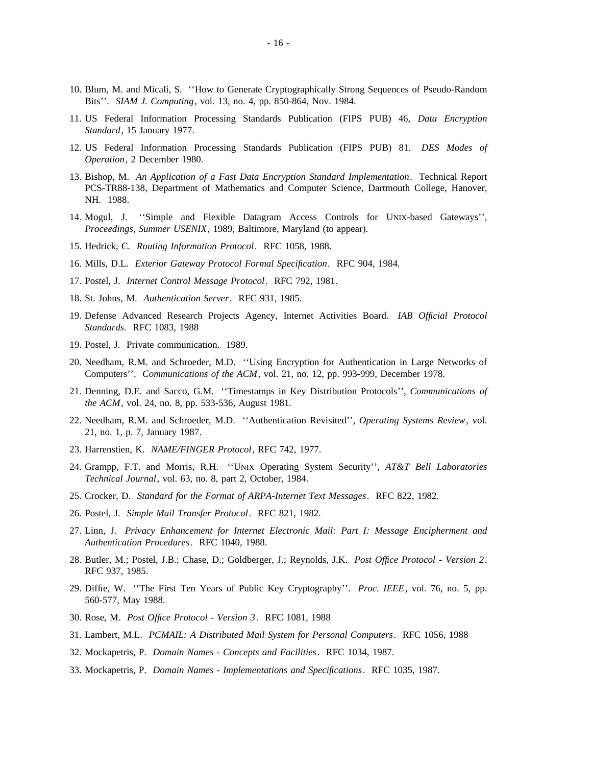10. Blum, M. and Micali, S. ''How to Generate Cryptographically Strong Sequences of Pseudo-Random Bits''. *SIAM J. Computing*, vol. 13, no. 4, pp. 850-864, Nov. 1984.

11. US Federal Information Processing Standards Publication (FIPS PUB) 46, *Data Encryption Standard*, 15 January 1977.

12. US Federal Information Processing Standards Publication (FIPS PUB) 81. *DES Modes of Operation*, 2 December 1980.

13. Bishop, M. *An Application of a Fast Data Encryption Standard Implementation*. Technical Report PCS-TR88-138, Department of Mathematics and Computer Science, Dartmouth College, Hanover, NH. 1988.

14. Mogul, J. ''Simple and Flexible Datagram Access Controls for UNIX-based Gateways'', *Proceedings, Summer USENIX*, 1989, Baltimore, Maryland (to appear).

15. Hedrick, C. *Routing Information Protocol*. RFC 1058, 1988.

16. Mills, D.L. *Exterior Gateway Protocol Formal Specification*. RFC 904, 1984.

17. Postel, J. *Internet Control Message Protocol*. RFC 792, 1981.

18. St. Johns, M. *Authentication Server*. RFC 931, 1985.

19. Defense Advanced Research Projects Agency, Internet Activities Board. *IAB Official Protocol Standards.* RFC 1083, 1988

19. Postel, J. Private communication. 1989.

20. Needham, R.M. and Schroeder, M.D. ''Using Encryption for Authentication in Large Networks of Computers''. *Communications of the ACM*, vol. 21, no. 12, pp. 993-999, December 1978.

21. Denning, D.E. and Sacco, G.M. ''Timestamps in Key Distribution Protocols'', *Communications of the ACM*, vol. 24, no. 8, pp. 533-536, August 1981.

22. Needham, R.M. and Schroeder, M.D. ''Authentication Revisited'', *Operating Systems Review*, vol. 21, no. 1, p. 7, January 1987.

23. Harrenstien, K. *NAME/FINGER Protocol*, RFC 742, 1977.

24. Grampp, F.T. and Morris, R.H. ''UNIX Operating System Security'', *AT&T Bell Laboratories Technical Journal*, vol. 63, no. 8, part 2, October, 1984.

25. Crocker, D. *Standard for the Format of ARPA-Internet Text Messages*. RFC 822, 1982.

26. Postel, J. *Simple Mail Transfer Protocol*. RFC 821, 1982.

27. Linn, J. *Privacy Enhancement for Internet Electronic Mail: Part I: Message Encipherment and Authentication Procedures*. RFC 1040, 1988.

28. Butler, M.; Postel, J.B.; Chase, D.; Goldberger, J.; Reynolds, J.K. *Post Office Protocol - Version 2*. RFC 937, 1985.

29. Diffie, W. ''The First Ten Years of Public Key Cryptography''. *Proc. IEEE*, vol. 76, no. 5, pp. 560-577, May 1988.

30. Rose, M. *Post Office Protocol - Version 3*. RFC 1081, 1988

31. Lambert, M.L. *PCMAIL: A Distributed Mail System for Personal Computers*. RFC 1056, 1988

32. Mockapetris, P. *Domain Names - Concepts and Facilities*. RFC 1034, 1987.

33. Mockapetris, P. *Domain Names - Implementations and Specifications*. RFC 1035, 1987.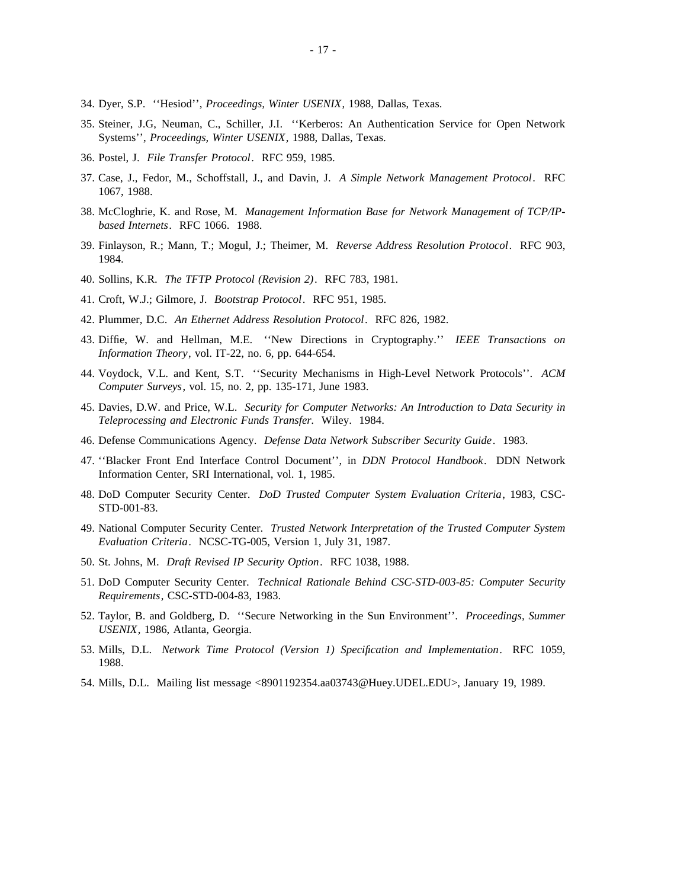34. Dyer, S.P. ''Hesiod'', *Proceedings, Winter USENIX*, 1988, Dallas, Texas.

35. Steiner, J.G, Neuman, C., Schiller, J.I. ''Kerberos: An Authentication Service for Open Network Systems'', *Proceedings, Winter USENIX*, 1988, Dallas, Texas.

36. Postel, J. *File Transfer Protocol*. RFC 959, 1985.

37. Case, J., Fedor, M., Schoffstall, J., and Davin, J. *A Simple Network Management Protocol*. RFC 1067, 1988.

38. McCloghrie, K. and Rose, M. *Management Information Base for Network Management of TCP/IP-based Internets*. RFC 1066. 1988.

39. Finlayson, R.; Mann, T.; Mogul, J.; Theimer, M. *Reverse Address Resolution Protocol*. RFC 903, 1984.

40. Sollins, K.R. *The TFTP Protocol (Revision 2)*. RFC 783, 1981.

41. Croft, W.J.; Gilmore, J. *Bootstrap Protocol*. RFC 951, 1985.

42. Plummer, D.C. *An Ethernet Address Resolution Protocol*. RFC 826, 1982.

43. Diffie, W. and Hellman, M.E. ''New Directions in Cryptography.'' *IEEE Transactions on Information Theory*, vol. IT-22, no. 6, pp. 644-654.

44. Voydock, V.L. and Kent, S.T. ''Security Mechanisms in High-Level Network Protocols''. *ACM Computer Surveys*, vol. 15, no. 2, pp. 135-171, June 1983.

45. Davies, D.W. and Price, W.L. *Security for Computer Networks: An Introduction to Data Security in Teleprocessing and Electronic Funds Transfer.* Wiley. 1984.

46. Defense Communications Agency. *Defense Data Network Subscriber Security Guide*. 1983.

47. ''Blacker Front End Interface Control Document'', in *DDN Protocol Handbook*. DDN Network Information Center, SRI International, vol. 1, 1985.

48. DoD Computer Security Center. *DoD Trusted Computer System Evaluation Criteria*, 1983, CSC-STD-001-83.

49. National Computer Security Center. *Trusted Network Interpretation of the Trusted Computer System Evaluation Criteria*. NCSC-TG-005, Version 1, July 31, 1987.

50. St. Johns, M. *Draft Revised IP Security Option*. RFC 1038, 1988.

51. DoD Computer Security Center. *Technical Rationale Behind CSC-STD-003-85: Computer Security Requirements*, CSC-STD-004-83, 1983.

52. Taylor, B. and Goldberg, D. ''Secure Networking in the Sun Environment''. *Proceedings, Summer USENIX*, 1986, Atlanta, Georgia.

53. Mills, D.L. *Network Time Protocol (Version 1) Specification and Implementation*. RFC 1059, 1988.

54. Mills, D.L. Mailing list message <8901192354.aa03743@Huey.UDEL.EDU>, January 19, 1989.